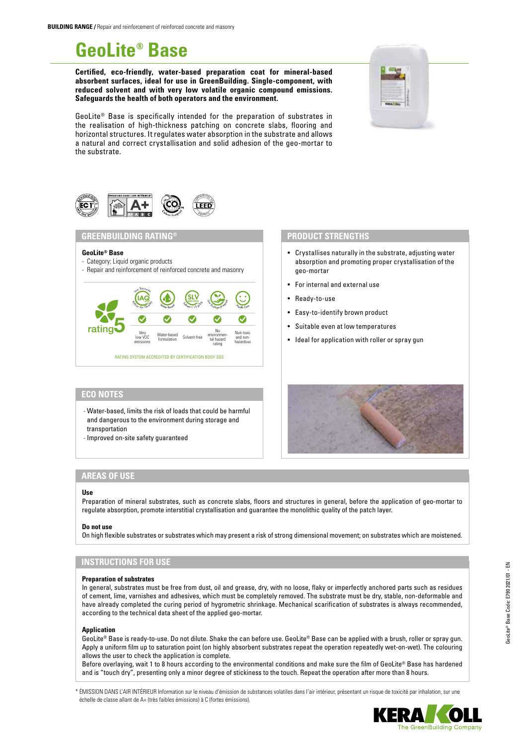**BUILDING RANGE /** Repair and reinforcement of reinforced concrete and masonry

# GeoLite® Base

**Certified, eco-friendly, water-based preparation coat for mineral-based absorbent surfaces, ideal for use in GreenBuilding. Single-component, with reduced solvent and with very low volatile organic compound emissions. Safeguards the health of both operators and the environment.**

GeoLite® Base is specifically intended for the preparation of substrates in the realisation of high-thickness patching on concrete slabs, flooring and horizontal structures. It regulates water absorption in the substrate and allows a natural and correct crystallisation and solid adhesion of the geo-mortar to the substrate.

## GREENBUILDING RATING®

**GeoLite® Base**
- Category: Liquid organic products
- Repair and reinforcement of reinforced concrete and masonry

rating 5

| Very low VOC emissions | Water-based formulation | Solvent-free | No environmental hazard rating | Non-toxic and non-hazardous |
|---|---|---|---|---|
| ✓ | ✓ | ✓ | ✓ | ✓ |

RATING SYSTEM ACCREDITED BY CERTIFICATION BODY SGS

## PRODUCT STRENGTHS

- Crystallises naturally in the substrate, adjusting water absorption and promoting proper crystallisation of the geo-mortar
- For internal and external use
- Ready-to-use
- Easy-to-identify brown product
- Suitable even at low temperatures
- Ideal for application with roller or spray gun

## ECO NOTES

- Water-based, limits the risk of loads that could be harmful and dangerous to the environment during storage and transportation
- Improved on-site safety guaranteed

## AREAS OF USE

**Use**

Preparation of mineral substrates, such as concrete slabs, floors and structures in general, before the application of geo-mortar to regulate absorption, promote interstitial crystallisation and guarantee the monolithic quality of the patch layer.

**Do not use**

On high flexible substrates or substrates which may present a risk of strong dimensional movement; on substrates which are moistened.

## INSTRUCTIONS FOR USE

**Preparation of substrates**

In general, substrates must be free from dust, oil and grease, dry, with no loose, flaky or imperfectly anchored parts such as residues of cement, lime, varnishes and adhesives, which must be completely removed. The substrate must be dry, stable, non-deformable and have already completed the curing period of hygrometric shrinkage. Mechanical scarification of substrates is always recommended, according to the technical data sheet of the applied geo-mortar.

**Application**

GeoLite® Base is ready-to-use. Do not dilute. Shake the can before use. GeoLite® Base can be applied with a brush, roller or spray gun. Apply a uniform film up to saturation point (on highly absorbent substrates repeat the operation repeatedly wet-on-wet). The colouring allows the user to check the application is complete.

Before overlaying, wait 1 to 8 hours according to the environmental conditions and make sure the film of GeoLite® Base has hardened and is "touch dry", presenting only a minor degree of stickiness to the touch. Repeat the operation after more than 8 hours.

\* ÉMISSION DANS L'AIR INTÉRIEUR Information sur le niveau d'émission de substances volatiles dans l'air intérieur, présentant un risque de toxicité par inhalation, sur une échelle de classe allant de A+ (très faibles émissions) à C (fortes émissions).

GeoLite® Base Code: E790 2021/01 - EN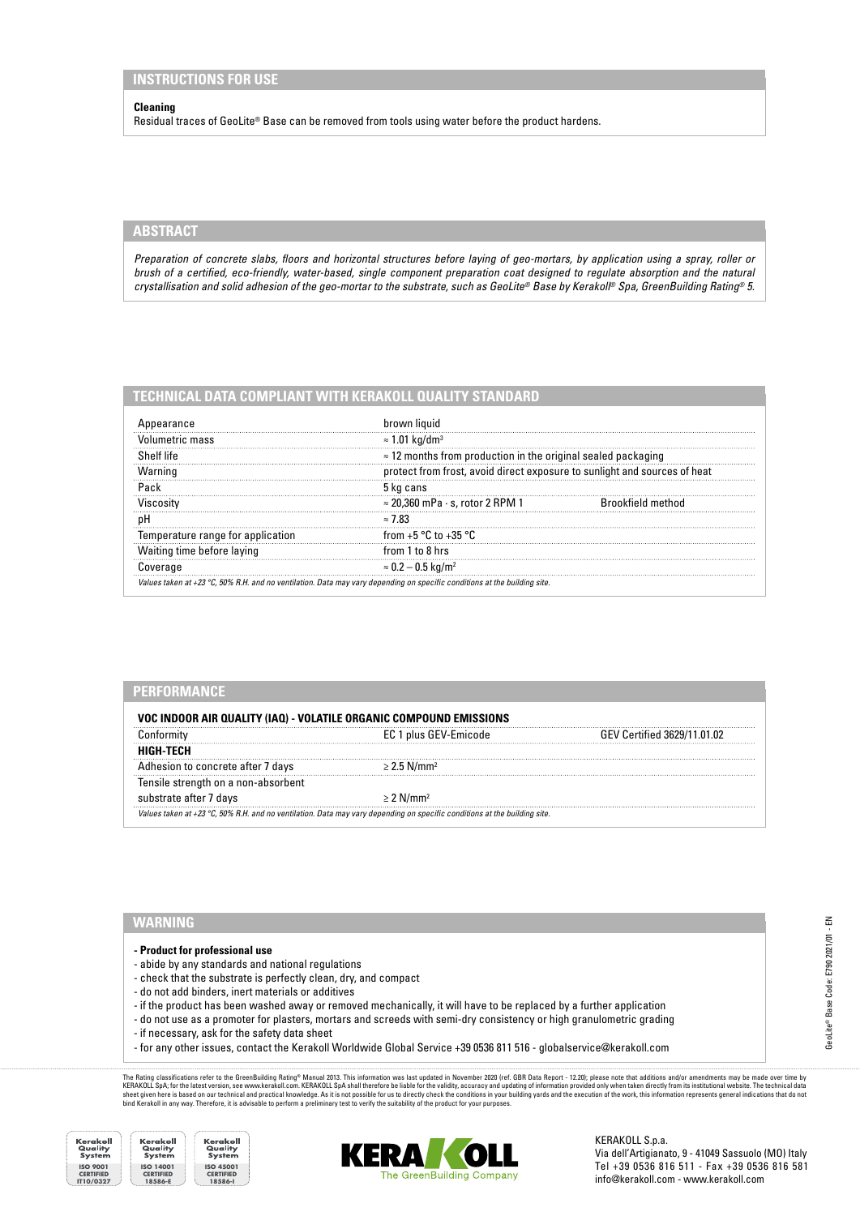## INSTRUCTIONS FOR USE

**Cleaning**

Residual traces of GeoLite® Base can be removed from tools using water before the product hardens.

## ABSTRACT

*Preparation of concrete slabs, floors and horizontal structures before laying of geo-mortars, by application using a spray, roller or brush of a certified, eco-friendly, water-based, single component preparation coat designed to regulate absorption and the natural crystallisation and solid adhesion of the geo-mortar to the substrate, such as GeoLite® Base by Kerakoll® Spa, GreenBuilding Rating® 5.*

## TECHNICAL DATA COMPLIANT WITH KERAKOLL QUALITY STANDARD

| | | |
|---|---|---|
| Appearance | brown liquid | |
| Volumetric mass | ≈ 1.01 kg/dm³ | |
| Shelf life | ≈ 12 months from production in the original sealed packaging | |
| Warning | protect from frost, avoid direct exposure to sunlight and sources of heat | |
| Pack | 5 kg cans | |
| Viscosity | ≈ 20,360 mPa · s, rotor 2 RPM 1 | Brookfield method |
| pH | ≈ 7.83 | |
| Temperature range for application | from +5 °C to +35 °C | |
| Waiting time before laying | from 1 to 8 hrs | |
| Coverage | ≈ 0.2 – 0.5 kg/m² | |

*Values taken at +23 °C, 50% R.H. and no ventilation. Data may vary depending on specific conditions at the building site.*

## PERFORMANCE

| | | |
|---|---|---|
| **VOC INDOOR AIR QUALITY (IAQ) - VOLATILE ORGANIC COMPOUND EMISSIONS** | | |
| Conformity | EC 1 plus GEV-Emicode | GEV Certified 3629/11.01.02 |
| **HIGH-TECH** | | |
| Adhesion to concrete after 7 days | ≥ 2.5 N/mm² | |
| Tensile strength on a non-absorbent substrate after 7 days | ≥ 2 N/mm² | |

*Values taken at +23 °C, 50% R.H. and no ventilation. Data may vary depending on specific conditions at the building site.*

## WARNING

- **Product for professional use**
- abide by any standards and national regulations
- check that the substrate is perfectly clean, dry, and compact
- do not add binders, inert materials or additives
- if the product has been washed away or removed mechanically, it will have to be replaced by a further application
- do not use as a promoter for plasters, mortars and screeds with semi-dry consistency or high granulometric grading
- if necessary, ask for the safety data sheet
- for any other issues, contact the Kerakoll Worldwide Global Service +39 0536 811 516 - globalservice@kerakoll.com

The Rating classifications refer to the GreenBuilding Rating® Manual 2013. This information was last updated in November 2020 (ref. GBR Data Report - 12.20); please note that additions and/or amendments may be made over time by KERAKOLL SpA; for the latest version, see www.kerakoll.com. KERAKOLL SpA shall therefore be liable for the validity, accuracy and updating of information provided only when taken directly from its institutional website. The technical data sheet given here is based on our technical and practical knowledge. As it is not possible for us to directly check the conditions in your building yards and the execution of the work, this information represents general indications that do not bind Kerakoll in any way. Therefore, it is advisable to perform a preliminary test to verify the suitability of the product for your purposes.

Kerakoll Quality System ISO 9001 CERTIFIED IT10/0327 — Kerakoll Quality System ISO 14001 CERTIFIED 18586-E — Kerakoll Quality System ISO 45001 CERTIFIED 18586-I

KERAKOLL The GreenBuilding Company

KERAKOLL S.p.a.
Via dell'Artigianato, 9 - 41049 Sassuolo (MO) Italy
Tel +39 0536 816 511 - Fax +39 0536 816 581
info@kerakoll.com - www.kerakoll.com

GeoLite® Base Code: E790 2021/01 - EN